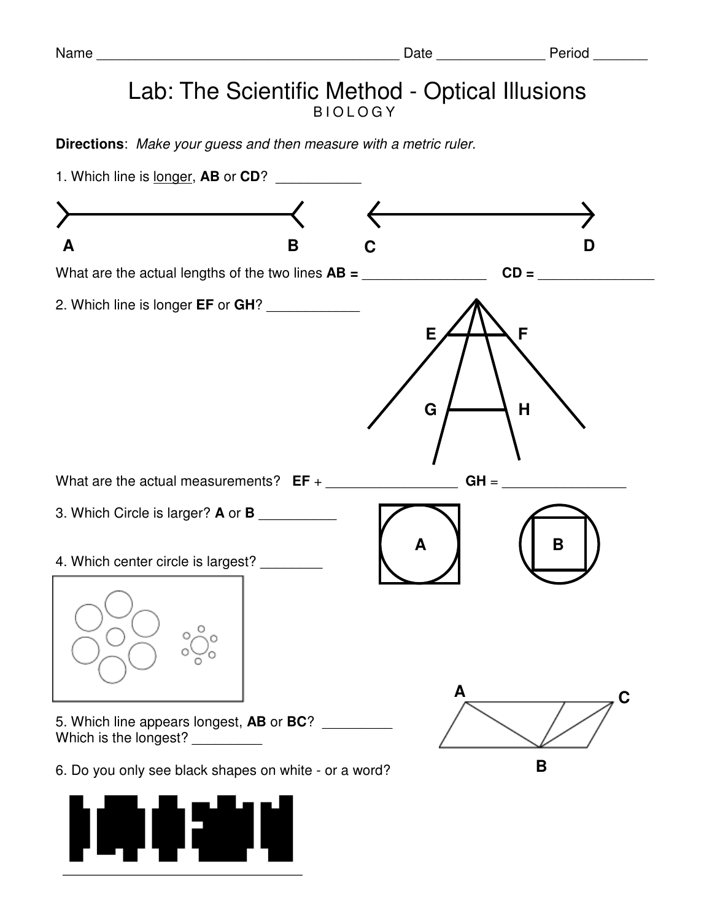Name ________________________________________ Date ______________ Period _______

# Lab: The Scientific Method - Optical Illusions

BIOLOGY

**Directions**: *Make your guess and then measure with a metric ruler.*

1. Which line is <u>longer</u>, **AB** or **CD**? ___________

A B C D

What are the actual lengths of the two lines **AB =** ________________ **CD =** _______________

2. Which line is longer **EF** or **GH**? ____________

E F G H

What are the actual measurements? **EF** + _________________ **GH** = ________________

3. Which Circle is larger? **A** or **B** __________

A B

4. Which center circle is largest? ________

5. Which line appears longest, **AB** or **BC**? _________
Which is the longest? _________

A C B

6. Do you only see black shapes on white - or a word?

________________________________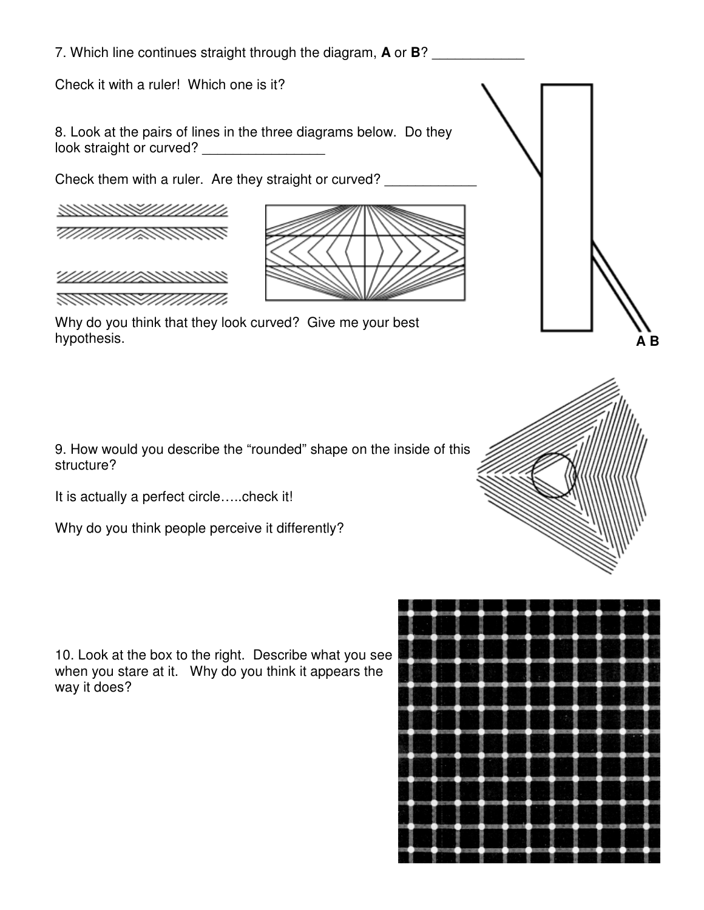7. Which line continues straight through the diagram, **A** or **B**? ____________

Check it with a ruler! Which one is it?

8. Look at the pairs of lines in the three diagrams below. Do they look straight or curved? ________________

Check them with a ruler. Are they straight or curved? ____________

A B

Why do you think that they look curved? Give me your best hypothesis.

9. How would you describe the "rounded" shape on the inside of this structure?

It is actually a perfect circle…..check it!

Why do you think people perceive it differently?

10. Look at the box to the right. Describe what you see when you stare at it. Why do you think it appears the way it does?